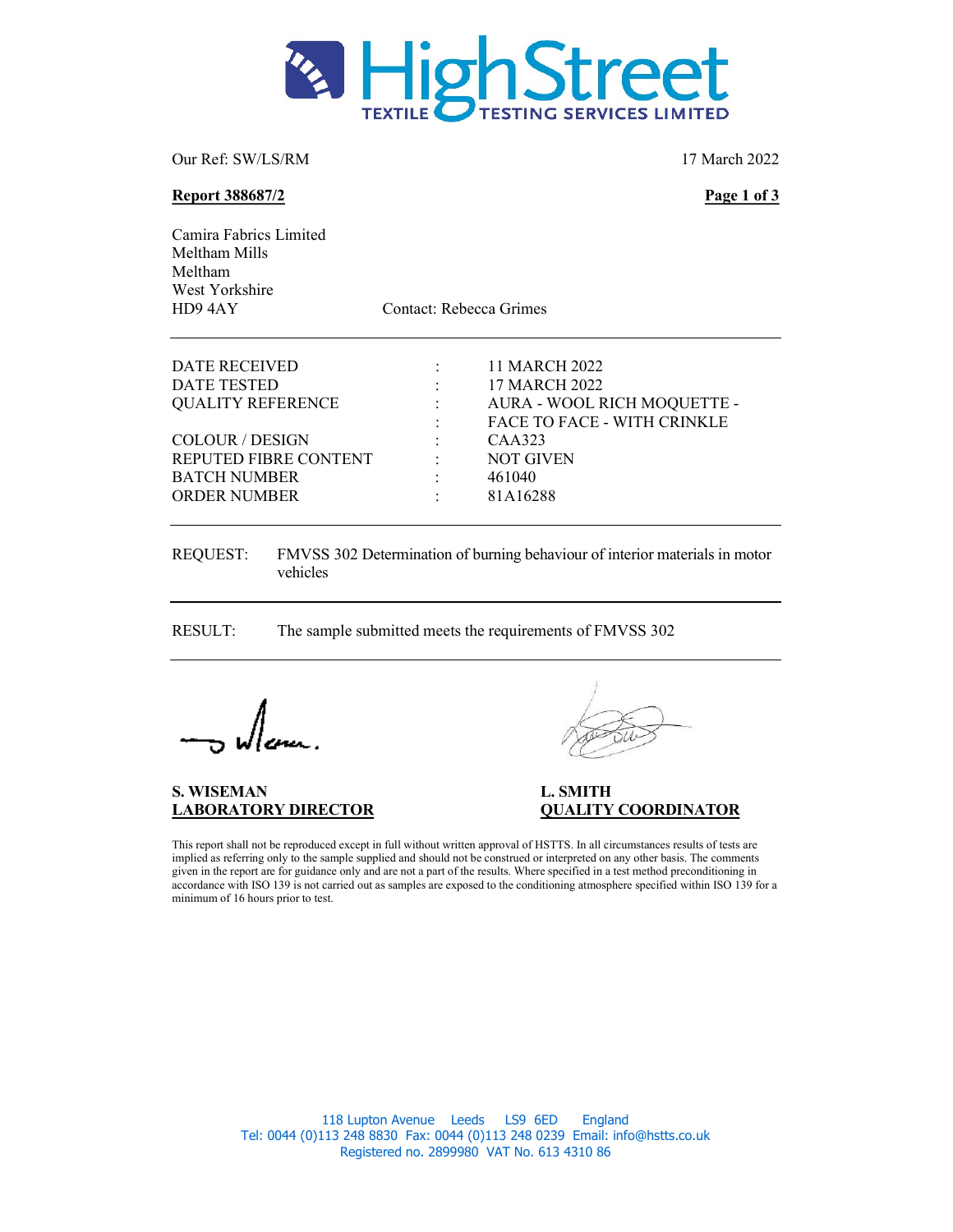**HighStreet TEXTILE TESTING SERVICES LIMITED**

Our Ref: SW/LS/RM

17 March 2022

**Report 388687/2**

Camira Fabrics Limited
Meltham Mills
Meltham
West Yorkshire
HD9 4AY

Contact: Rebecca Grimes

---

| | | |
|---|---|---|
| DATE RECEIVED | : | 11 MARCH 2022 |
| DATE TESTED | : | 17 MARCH 2022 |
| QUALITY REFERENCE | : | AURA - WOOL RICH MOQUETTE - |
| | : | FACE TO FACE - WITH CRINKLE |
| COLOUR / DESIGN | : | CAA323 |
| REPUTED FIBRE CONTENT | : | NOT GIVEN |
| BATCH NUMBER | : | 461040 |
| ORDER NUMBER | : | 81A16288 |

---

REQUEST: FMVSS 302 Determination of burning behaviour of interior materials in motor vehicles

---

RESULT: The sample submitted meets the requirements of FMVSS 302

---

**S. WISEMAN**
**LABORATORY DIRECTOR**

**L. SMITH**
**QUALITY COORDINATOR**

This report shall not be reproduced except in full without written approval of HSTTS. In all circumstances results of tests are implied as referring only to the sample supplied and should not be construed or interpreted on any other basis. The comments given in the report are for guidance only and are not a part of the results. Where specified in a test method preconditioning in accordance with ISO 139 is not carried out as samples are exposed to the conditioning atmosphere specified within ISO 139 for a minimum of 16 hours prior to test.

118 Lupton Avenue Leeds LS9 6ED England
Tel: 0044 (0)113 248 8830 Fax: 0044 (0)113 248 0239 Email: info@hstts.co.uk
Registered no. 2899980 VAT No. 613 4310 86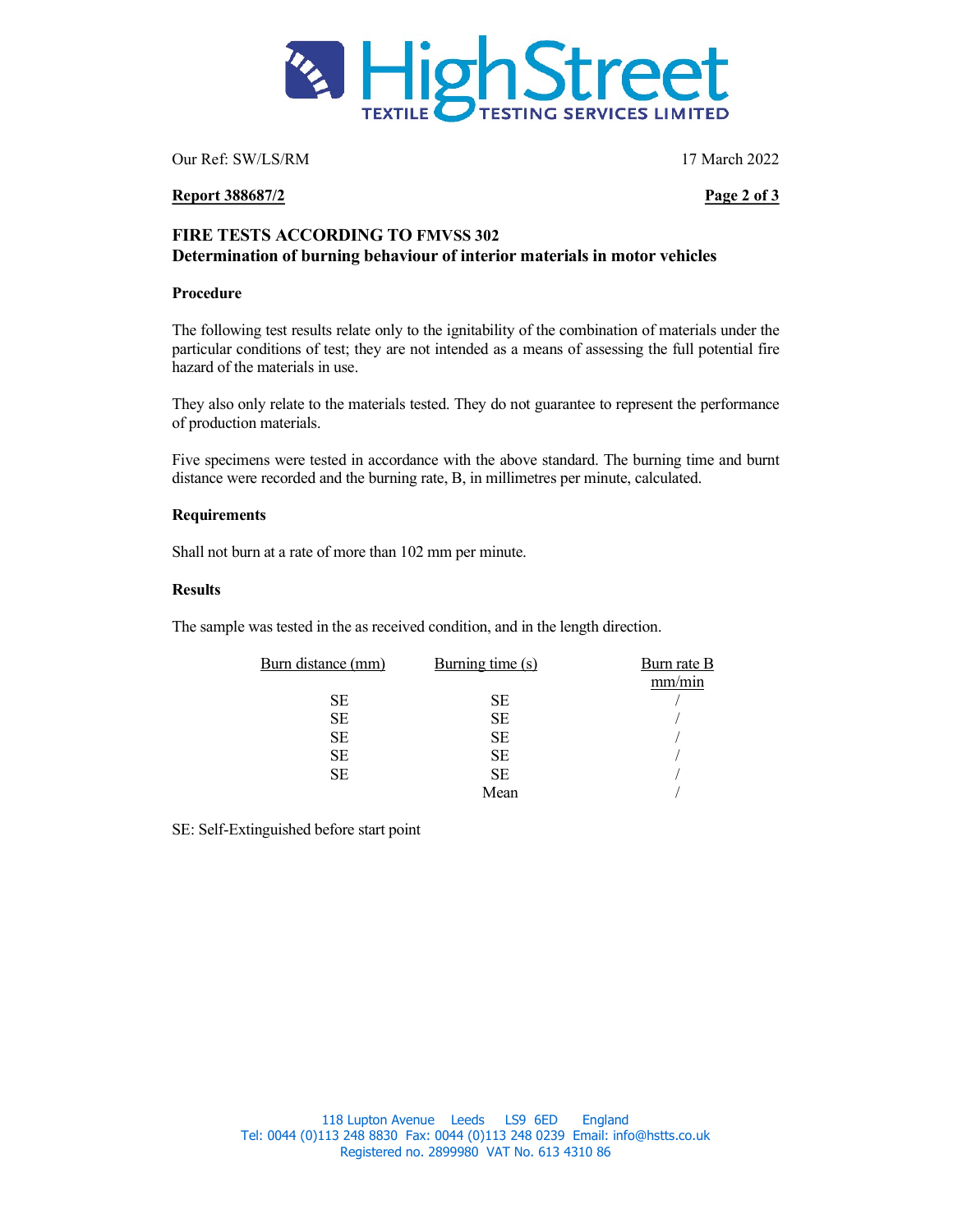Our Ref: SW/LS/RM

17 March 2022

**Report 388687/2**

## FIRE TESTS ACCORDING TO FMVSS 302
### Determination of burning behaviour of interior materials in motor vehicles

**Procedure**

The following test results relate only to the ignitability of the combination of materials under the particular conditions of test; they are not intended as a means of assessing the full potential fire hazard of the materials in use.

They also only relate to the materials tested. They do not guarantee to represent the performance of production materials.

Five specimens were tested in accordance with the above standard. The burning time and burnt distance were recorded and the burning rate, B, in millimetres per minute, calculated.

**Requirements**

Shall not burn at a rate of more than 102 mm per minute.

**Results**

The sample was tested in the as received condition, and in the length direction.

| Burn distance (mm) | Burning time (s) | Burn rate B mm/min |
|---|---|---|
| SE | SE | / |
| SE | SE | / |
| SE | SE | / |
| SE | SE | / |
| SE | SE | / |
| | Mean | / |

SE: Self-Extinguished before start point

118 Lupton Avenue Leeds LS9 6ED England
Tel: 0044 (0)113 248 8830 Fax: 0044 (0)113 248 0239 Email: info@hstts.co.uk
Registered no. 2899980 VAT No. 613 4310 86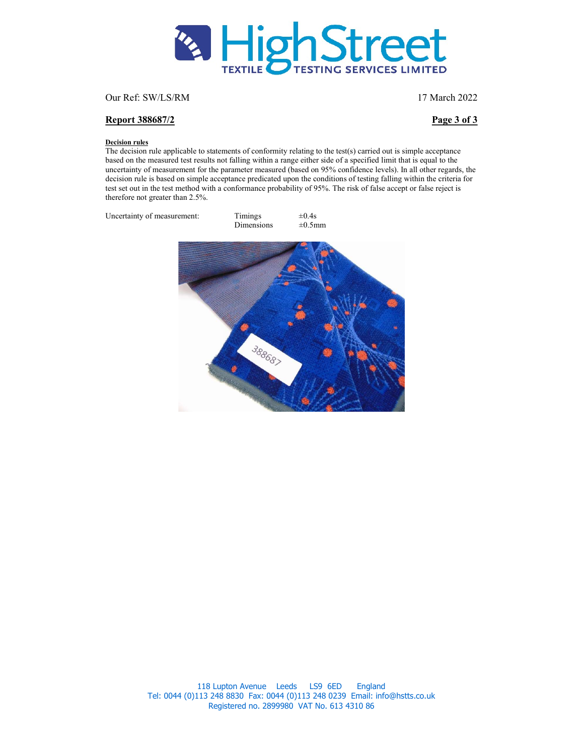Our Ref: SW/LS/RM

17 March 2022

**Report 388687/2**

**Decision rules**

The decision rule applicable to statements of conformity relating to the test(s) carried out is simple acceptance based on the measured test results not falling within a range either side of a specified limit that is equal to the uncertainty of measurement for the parameter measured (based on 95% confidence levels). In all other regards, the decision rule is based on simple acceptance predicated upon the conditions of testing falling within the criteria for test set out in the test method with a conformance probability of 95%. The risk of false accept or false reject is therefore not greater than 2.5%.

| | | |
|---|---|---|
| Uncertainty of measurement: | Timings | ±0.4s |
| | Dimensions | ±0.5mm |

118 Lupton Avenue Leeds LS9 6ED England
Tel: 0044 (0)113 248 8830 Fax: 0044 (0)113 248 0239 Email: info@hstts.co.uk
Registered no. 2899980 VAT No. 613 4310 86